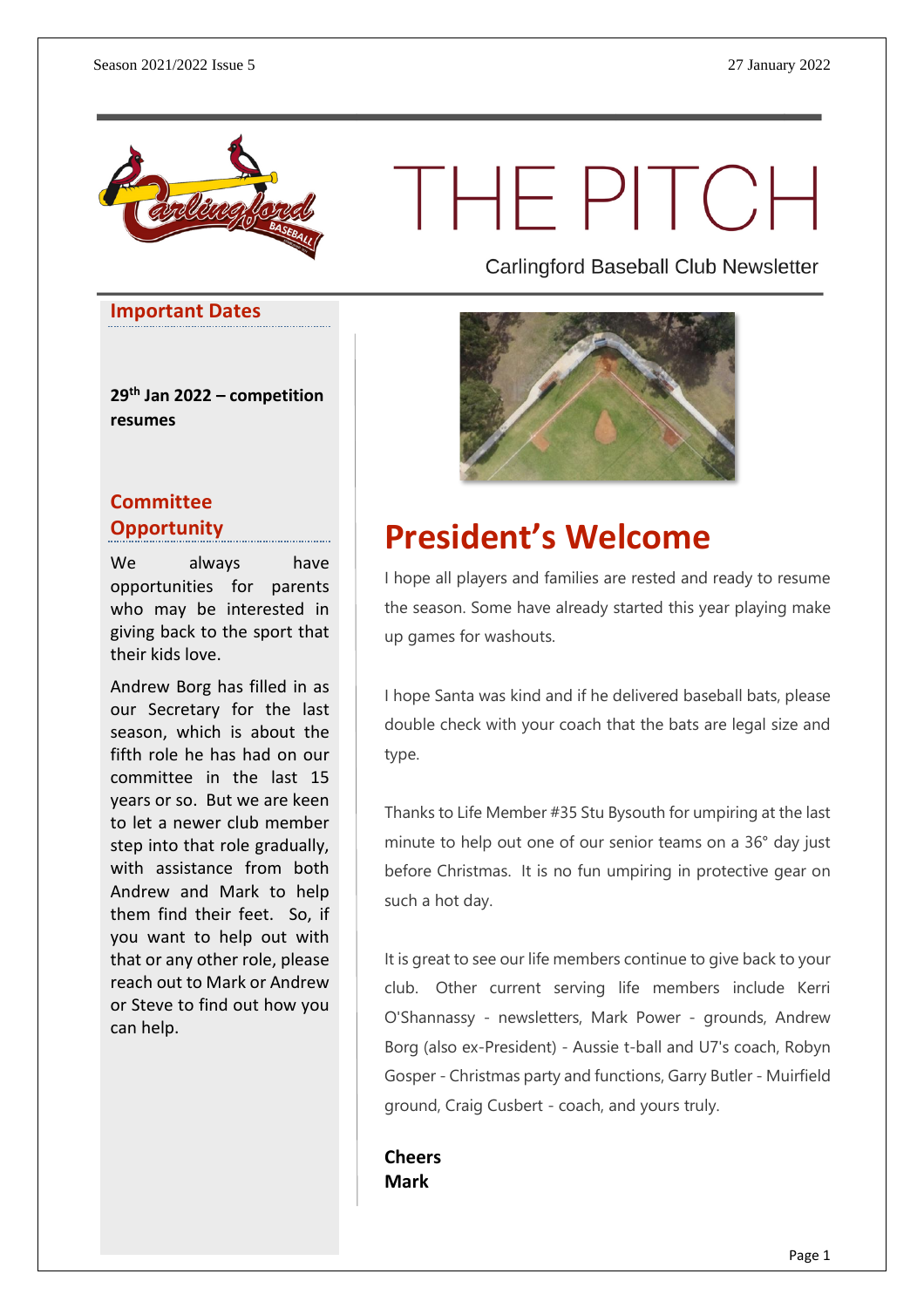# THE PITCH

Carlingford Baseball Club Newsletter

## Important Dates

**29th Jan 2022 – competition resumes**

## Committee Opportunity

We always have opportunities for parents who may be interested in giving back to the sport that their kids love.

Andrew Borg has filled in as our Secretary for the last season, which is about the fifth role he has had on our committee in the last 15 years or so. But we are keen to let a newer club member step into that role gradually, with assistance from both Andrew and Mark to help them find their feet. So, if you want to help out with that or any other role, please reach out to Mark or Andrew or Steve to find out how you can help.

# President's Welcome

I hope all players and families are rested and ready to resume the season. Some have already started this year playing make up games for washouts.

I hope Santa was kind and if he delivered baseball bats, please double check with your coach that the bats are legal size and type.

Thanks to Life Member #35 Stu Bysouth for umpiring at the last minute to help out one of our senior teams on a 36° day just before Christmas. It is no fun umpiring in protective gear on such a hot day.

It is great to see our life members continue to give back to your club. Other current serving life members include Kerri O'Shannassy - newsletters, Mark Power - grounds, Andrew Borg (also ex-President) - Aussie t-ball and U7's coach, Robyn Gosper - Christmas party and functions, Garry Butler - Muirfield ground, Craig Cusbert - coach, and yours truly.

**Cheers**
**Mark**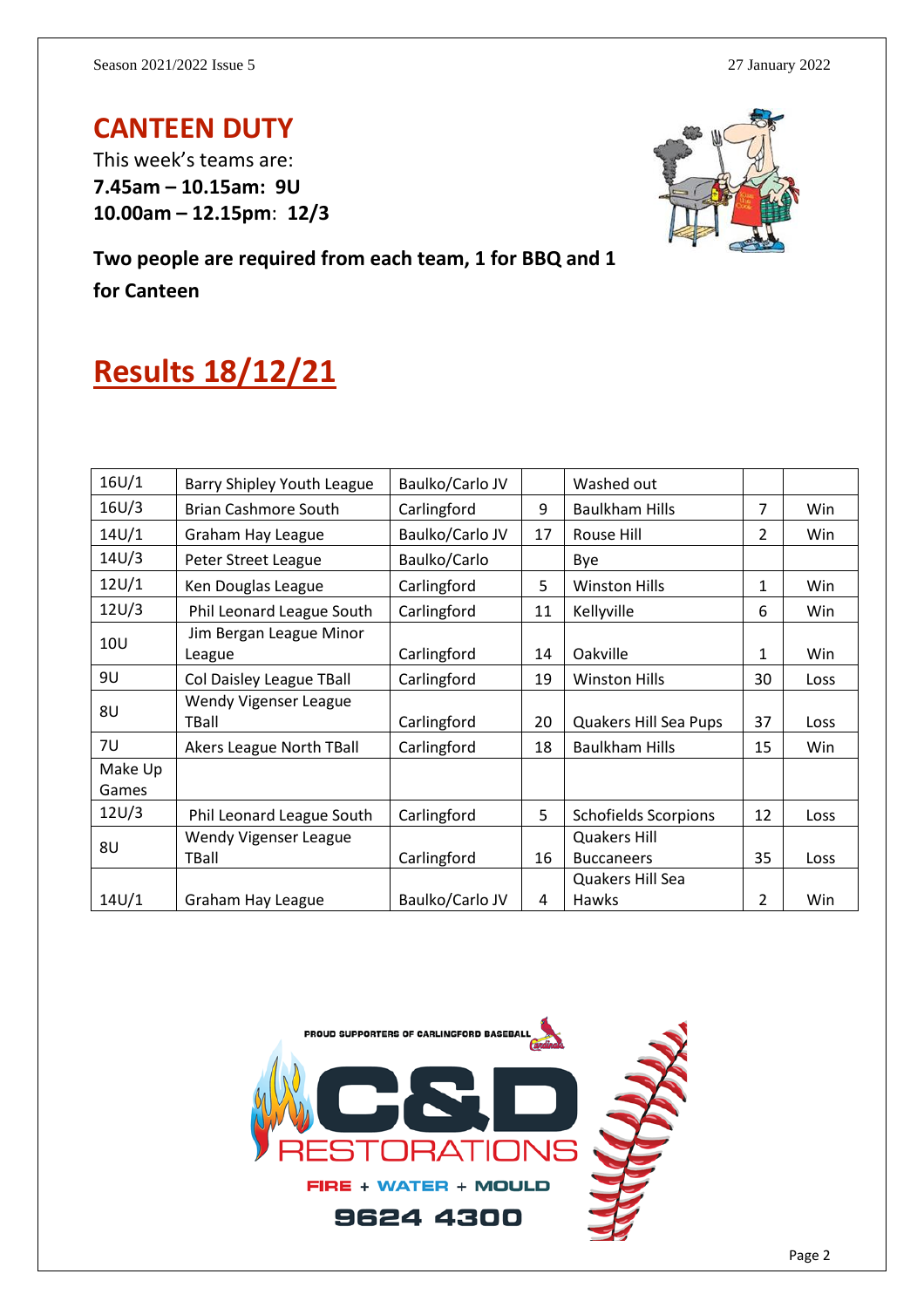# CANTEEN DUTY

This week's teams are:

**7.45am – 10.15am: 9U**

**10.00am – 12.15pm: 12/3**

**Two people are required from each team, 1 for BBQ and 1 for Canteen**

# Results 18/12/21

| | | | | | | |
|---|---|---|---|---|---|---|
| 16U/1 | Barry Shipley Youth League | Baulko/Carlo JV | | Washed out | | |
| 16U/3 | Brian Cashmore South | Carlingford | 9 | Baulkham Hills | 7 | Win |
| 14U/1 | Graham Hay League | Baulko/Carlo JV | 17 | Rouse Hill | 2 | Win |
| 14U/3 | Peter Street League | Baulko/Carlo | | Bye | | |
| 12U/1 | Ken Douglas League | Carlingford | 5 | Winston Hills | 1 | Win |
| 12U/3 | Phil Leonard League South | Carlingford | 11 | Kellyville | 6 | Win |
| 10U | Jim Bergan League Minor League | Carlingford | 14 | Oakville | 1 | Win |
| 9U | Col Daisley League TBall | Carlingford | 19 | Winston Hills | 30 | Loss |
| 8U | Wendy Vigenser League TBall | Carlingford | 20 | Quakers Hill Sea Pups | 37 | Loss |
| 7U | Akers League North TBall | Carlingford | 18 | Baulkham Hills | 15 | Win |
| Make Up Games | | | | | | |
| 12U/3 | Phil Leonard League South | Carlingford | 5 | Schofields Scorpions | 12 | Loss |
| 8U | Wendy Vigenser League TBall | Carlingford | 16 | Quakers Hill Buccaneers | 35 | Loss |
| 14U/1 | Graham Hay League | Baulko/Carlo JV | 4 | Quakers Hill Sea Hawks | 2 | Win |

PROUD SUPPORTERS OF CARLINGFORD BASEBALL

C&D RESTORATIONS

FIRE + WATER + MOULD

9624 4300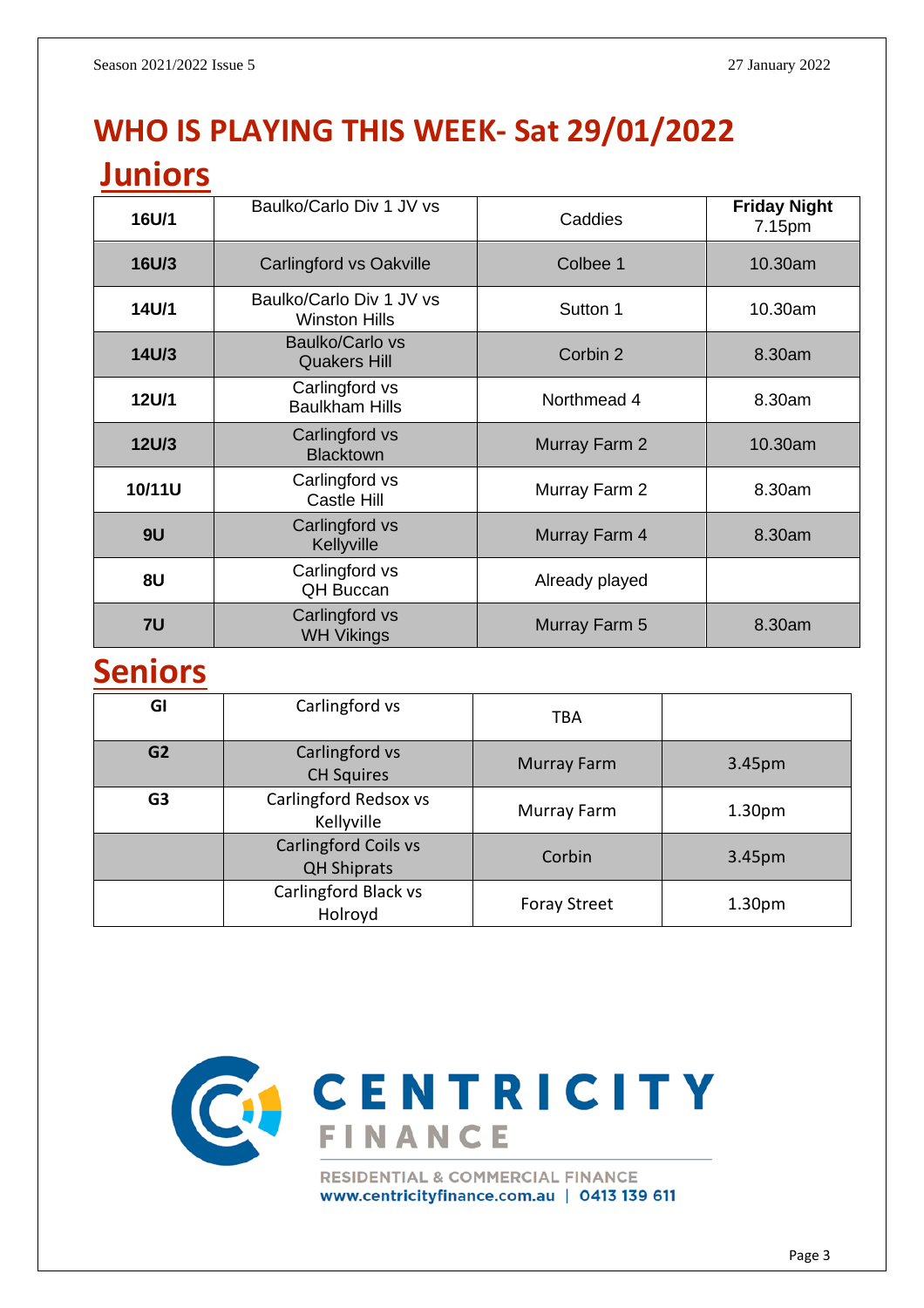# WHO IS PLAYING THIS WEEK- Sat 29/01/2022

## Juniors

| | | | |
|---|---|---|---|
| **16U/1** | Baulko/Carlo Div 1 JV vs | Caddies | **Friday Night** 7.15pm |
| **16U/3** | Carlingford vs Oakville | Colbee 1 | 10.30am |
| **14U/1** | Baulko/Carlo Div 1 JV vs Winston Hills | Sutton 1 | 10.30am |
| **14U/3** | Baulko/Carlo vs Quakers Hill | Corbin 2 | 8.30am |
| **12U/1** | Carlingford vs Baulkham Hills | Northmead 4 | 8.30am |
| **12U/3** | Carlingford vs Blacktown | Murray Farm 2 | 10.30am |
| **10/11U** | Carlingford vs Castle Hill | Murray Farm 2 | 8.30am |
| **9U** | Carlingford vs Kellyville | Murray Farm 4 | 8.30am |
| **8U** | Carlingford vs QH Buccan | Already played | |
| **7U** | Carlingford vs WH Vikings | Murray Farm 5 | 8.30am |

## Seniors

| | | | |
|---|---|---|---|
| **GI** | Carlingford vs | TBA | |
| **G2** | Carlingford vs CH Squires | Murray Farm | 3.45pm |
| **G3** | Carlingford Redsox vs Kellyville | Murray Farm | 1.30pm |
| | Carlingford Coils vs QH Shiprats | Corbin | 3.45pm |
| | Carlingford Black vs Holroyd | Foray Street | 1.30pm |

CENTRICITY FINANCE

RESIDENTIAL & COMMERCIAL FINANCE
www.centricityfinance.com.au | 0413 139 611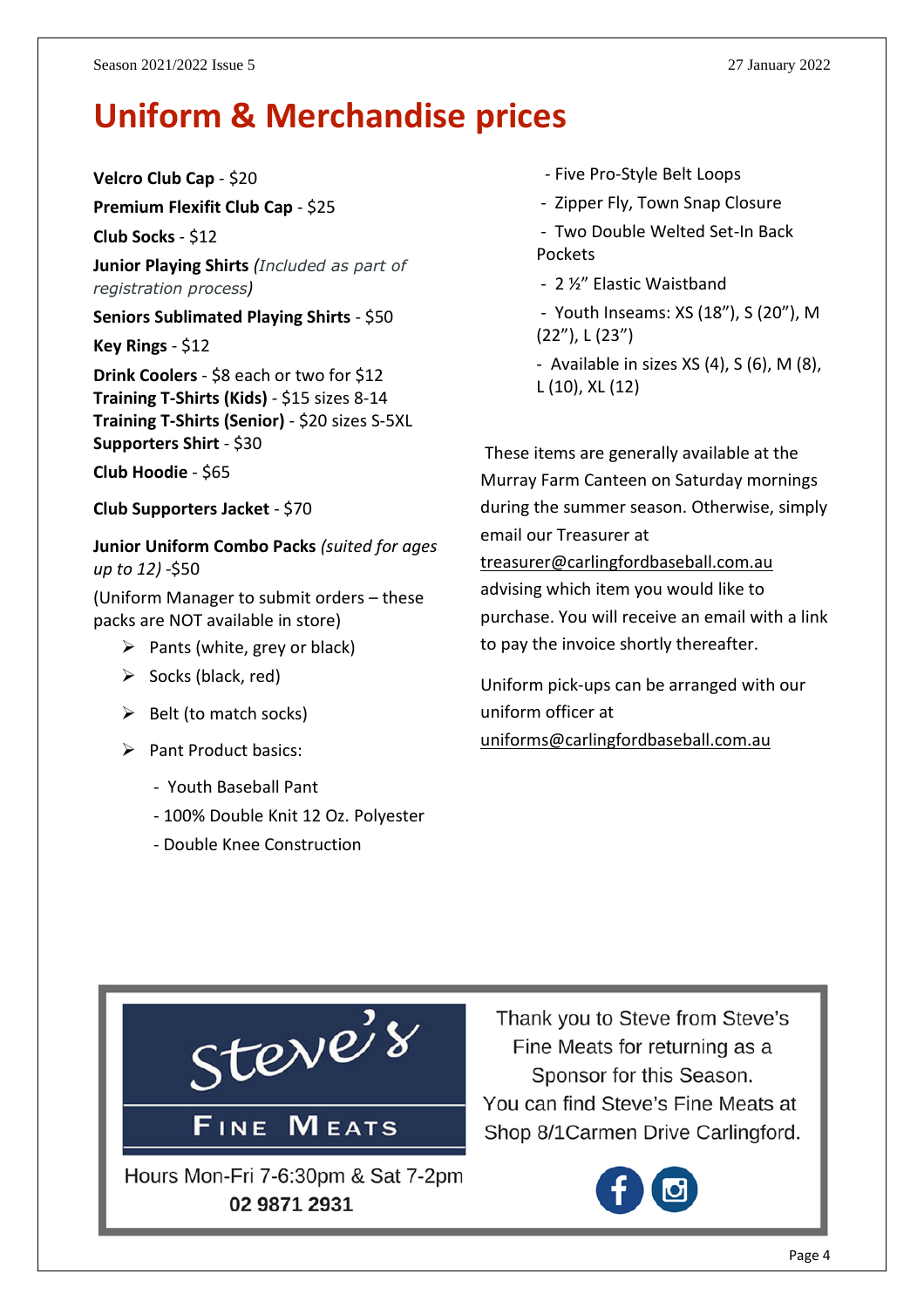# Uniform & Merchandise prices

**Velcro Club Cap** - $20

**Premium Flexifit Club Cap** - $25

**Club Socks** - $12

**Junior Playing Shirts** *(Included as part of registration process)*

**Seniors Sublimated Playing Shirts** - $50

**Key Rings** - $12

**Drink Coolers** - $8 each or two for $12
**Training T-Shirts (Kids)** - $15 sizes 8-14
**Training T-Shirts (Senior)** - $20 sizes S-5XL
**Supporters Shirt** - $30

**Club Hoodie** - $65

**Club Supporters Jacket** - $70

**Junior Uniform Combo Packs** *(suited for ages up to 12)* -$50

(Uniform Manager to submit orders – these packs are NOT available in store)

- Pants (white, grey or black)
- Socks (black, red)
- Belt (to match socks)
- Pant Product basics:
  - Youth Baseball Pant
  - 100% Double Knit 12 Oz. Polyester
  - Double Knee Construction
  - Five Pro-Style Belt Loops
  - Zipper Fly, Town Snap Closure
  - Two Double Welted Set-In Back Pockets
  - 2 ½" Elastic Waistband
  - Youth Inseams: XS (18"), S (20"), M (22"), L (23")
  - Available in sizes XS (4), S (6), M (8), L (10), XL (12)

These items are generally available at the Murray Farm Canteen on Saturday mornings during the summer season. Otherwise, simply email our Treasurer at treasurer@carlingfordbaseball.com.au advising which item you would like to purchase. You will receive an email with a link to pay the invoice shortly thereafter.

Uniform pick-ups can be arranged with our uniform officer at uniforms@carlingfordbaseball.com.au

Steve's Fine Meats

Hours Mon-Fri 7-6:30pm & Sat 7-2pm
**02 9871 2931**

Thank you to Steve from Steve's Fine Meats for returning as a Sponsor for this Season.
You can find Steve's Fine Meats at Shop 8/1Carmen Drive Carlingford.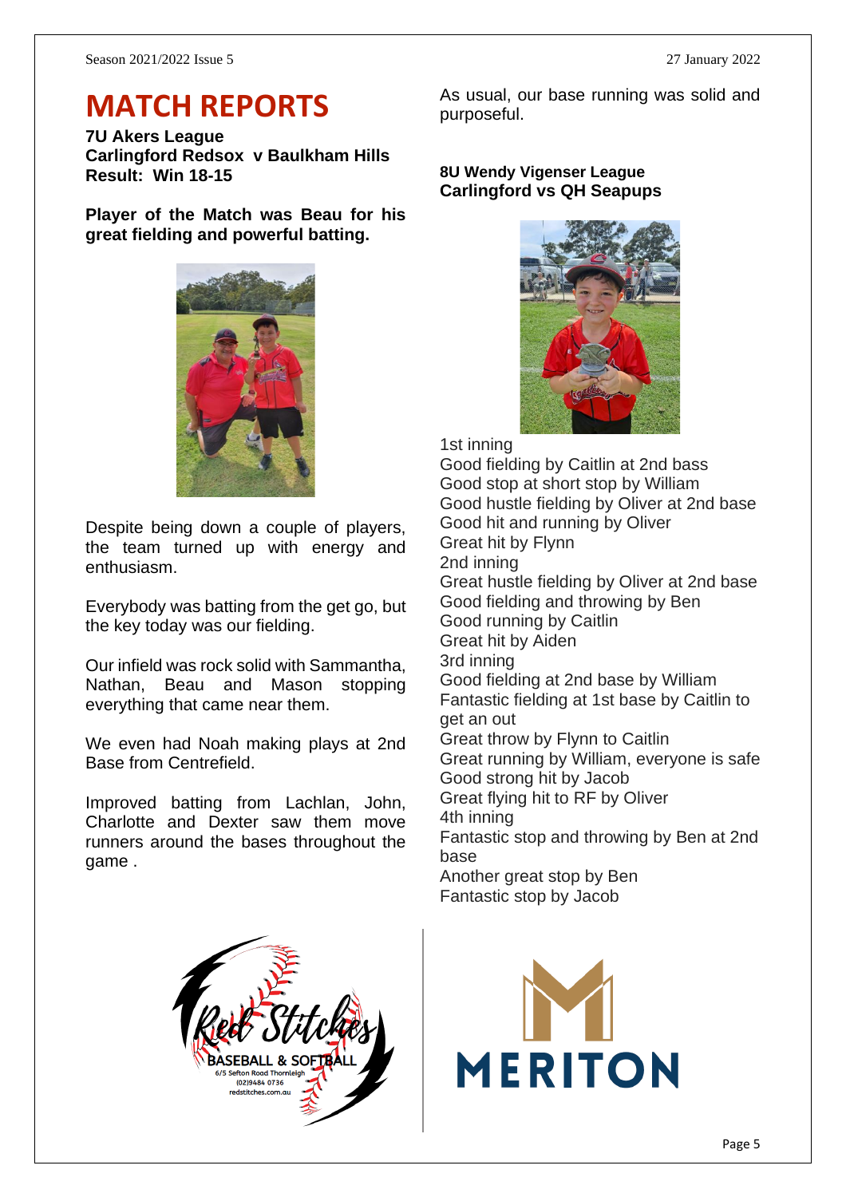# MATCH REPORTS

**7U Akers League**
**Carlingford Redsox v Baulkham Hills**
**Result: Win 18-15**

**Player of the Match was Beau for his great fielding and powerful batting.**

Despite being down a couple of players, the team turned up with energy and enthusiasm.

Everybody was batting from the get go, but the key today was our fielding.

Our infield was rock solid with Sammantha, Nathan, Beau and Mason stopping everything that came near them.

We even had Noah making plays at 2nd Base from Centrefield.

Improved batting from Lachlan, John, Charlotte and Dexter saw them move runners around the bases throughout the game .

As usual, our base running was solid and purposeful.

**8U Wendy Vigenser League**
**Carlingford vs QH Seapups**

1st inning
Good fielding by Caitlin at 2nd bass
Good stop at short stop by William
Good hustle fielding by Oliver at 2nd base
Good hit and running by Oliver
Great hit by Flynn
2nd inning
Great hustle fielding by Oliver at 2nd base
Good fielding and throwing by Ben
Good running by Caitlin
Great hit by Aiden
3rd inning
Good fielding at 2nd base by William
Fantastic fielding at 1st base by Caitlin to get an out
Great throw by Flynn to Caitlin
Great running by William, everyone is safe
Good strong hit by Jacob
Great flying hit to RF by Oliver
4th inning
Fantastic stop and throwing by Ben at 2nd base
Another great stop by Ben
Fantastic stop by Jacob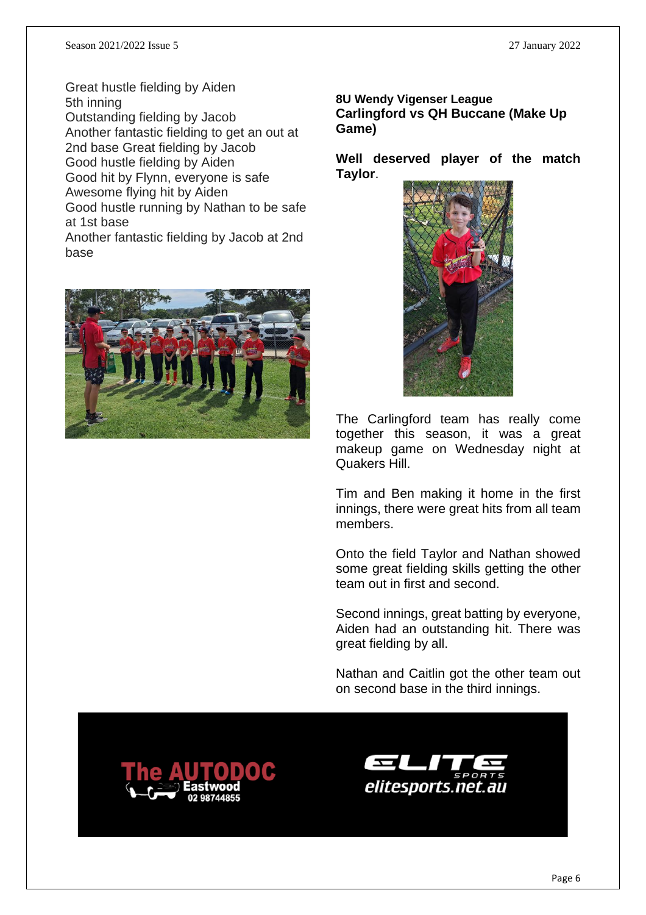Great hustle fielding by Aiden
5th inning
Outstanding fielding by Jacob
Another fantastic fielding to get an out at 2nd base Great fielding by Jacob
Good hustle fielding by Aiden
Good hit by Flynn, everyone is safe
Awesome flying hit by Aiden
Good hustle running by Nathan to be safe at 1st base
Another fantastic fielding by Jacob at 2nd base

**8U Wendy Vigenser League**
**Carlingford vs QH Buccane (Make Up Game)**

**Well deserved player of the match Taylor**.

The Carlingford team has really come together this season, it was a great makeup game on Wednesday night at Quakers Hill.

Tim and Ben making it home in the first innings, there were great hits from all team members.

Onto the field Taylor and Nathan showed some great fielding skills getting the other team out in first and second.

Second innings, great batting by everyone, Aiden had an outstanding hit. There was great fielding by all.

Nathan and Caitlin got the other team out on second base in the third innings.

The AUTODOC Eastwood 02 98744855

ELITE SPORTS elitesports.net.au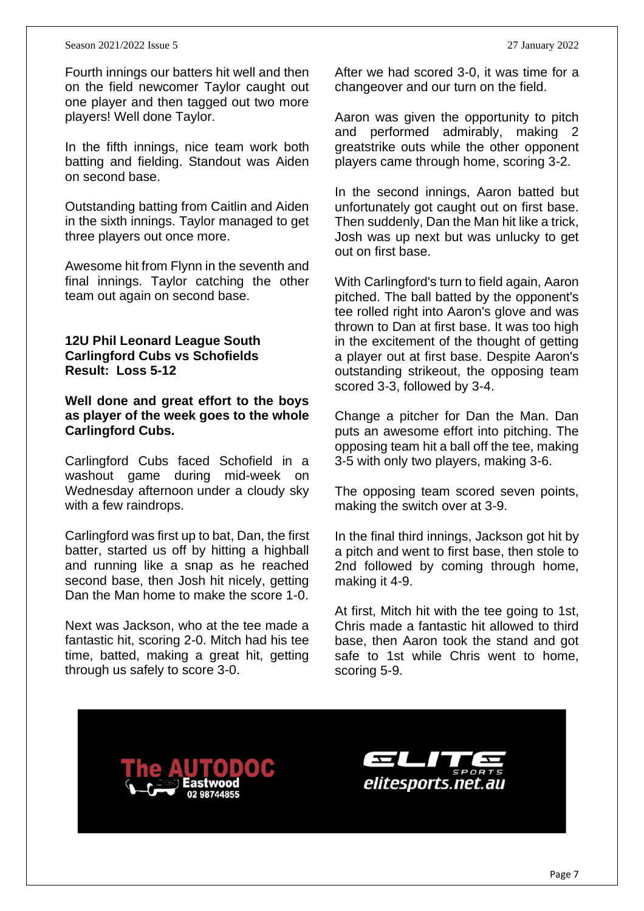Fourth innings our batters hit well and then on the field newcomer Taylor caught out one player and then tagged out two more players! Well done Taylor.

In the fifth innings, nice team work both batting and fielding. Standout was Aiden on second base.

Outstanding batting from Caitlin and Aiden in the sixth innings. Taylor managed to get three players out once more.

Awesome hit from Flynn in the seventh and final innings. Taylor catching the other team out again on second base.

**12U Phil Leonard League South**
**Carlingford Cubs vs Schofields**
**Result: Loss 5-12**

**Well done and great effort to the boys as player of the week goes to the whole Carlingford Cubs.**

Carlingford Cubs faced Schofield in a washout game during mid-week on Wednesday afternoon under a cloudy sky with a few raindrops.

Carlingford was first up to bat, Dan, the first batter, started us off by hitting a highball and running like a snap as he reached second base, then Josh hit nicely, getting Dan the Man home to make the score 1-0.

Next was Jackson, who at the tee made a fantastic hit, scoring 2-0. Mitch had his tee time, batted, making a great hit, getting through us safely to score 3-0.

After we had scored 3-0, it was time for a changeover and our turn on the field.

Aaron was given the opportunity to pitch and performed admirably, making 2 greatstrike outs while the other opponent players came through home, scoring 3-2.

In the second innings, Aaron batted but unfortunately got caught out on first base. Then suddenly, Dan the Man hit like a trick, Josh was up next but was unlucky to get out on first base.

With Carlingford's turn to field again, Aaron pitched. The ball batted by the opponent's tee rolled right into Aaron's glove and was thrown to Dan at first base. It was too high in the excitement of the thought of getting a player out at first base. Despite Aaron's outstanding strikeout, the opposing team scored 3-3, followed by 3-4.

Change a pitcher for Dan the Man. Dan puts an awesome effort into pitching. The opposing team hit a ball off the tee, making 3-5 with only two players, making 3-6.

The opposing team scored seven points, making the switch over at 3-9.

In the final third innings, Jackson got hit by a pitch and went to first base, then stole to 2nd followed by coming through home, making it 4-9.

At first, Mitch hit with the tee going to 1st, Chris made a fantastic hit allowed to third base, then Aaron took the stand and got safe to 1st while Chris went to home, scoring 5-9.

The AUTODOC Eastwood 02 98744855

ELITE SPORTS elitesports.net.au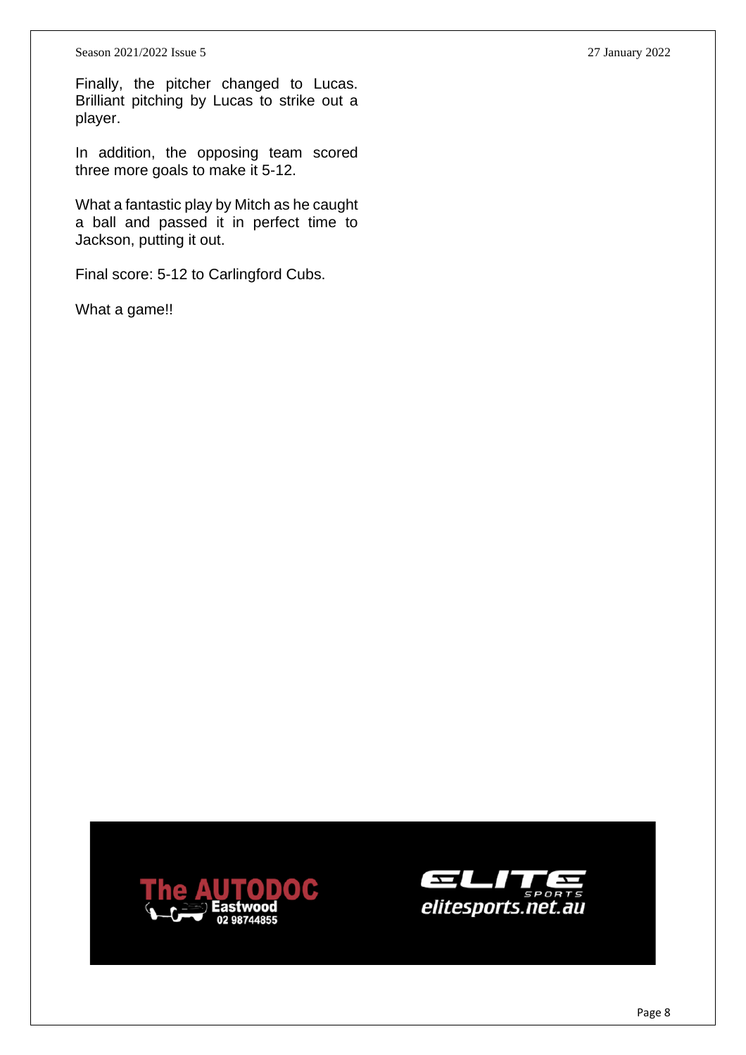Finally, the pitcher changed to Lucas. Brilliant pitching by Lucas to strike out a player.

In addition, the opposing team scored three more goals to make it 5-12.

What a fantastic play by Mitch as he caught a ball and passed it in perfect time to Jackson, putting it out.

Final score: 5-12 to Carlingford Cubs.

What a game!!

The AUTODOC Eastwood 02 98744855

ELITE SPORTS elitesports.net.au